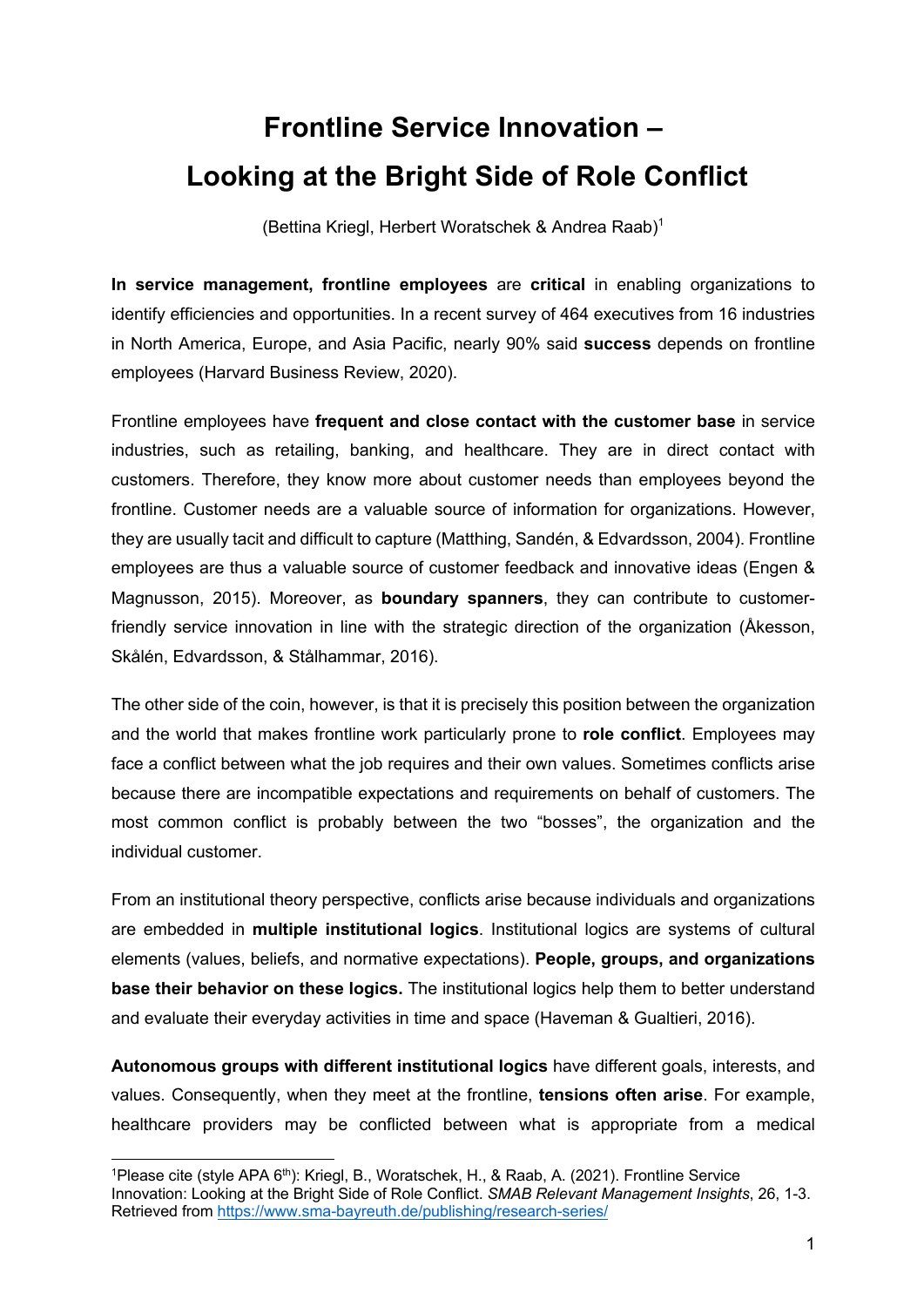# Frontline Service Innovation – Looking at the Bright Side of Role Conflict

(Bettina Kriegl, Herbert Woratschek & Andrea Raab)[1]

**In service management, frontline employees** are **critical** in enabling organizations to identify efficiencies and opportunities. In a recent survey of 464 executives from 16 industries in North America, Europe, and Asia Pacific, nearly 90% said **success** depends on frontline employees (Harvard Business Review, 2020).

Frontline employees have **frequent and close contact with the customer base** in service industries, such as retailing, banking, and healthcare. They are in direct contact with customers. Therefore, they know more about customer needs than employees beyond the frontline. Customer needs are a valuable source of information for organizations. However, they are usually tacit and difficult to capture (Matthing, Sandén, & Edvardsson, 2004). Frontline employees are thus a valuable source of customer feedback and innovative ideas (Engen & Magnusson, 2015). Moreover, as **boundary spanners**, they can contribute to customer-friendly service innovation in line with the strategic direction of the organization (Åkesson, Skålén, Edvardsson, & Stålhammar, 2016).

The other side of the coin, however, is that it is precisely this position between the organization and the world that makes frontline work particularly prone to **role conflict**. Employees may face a conflict between what the job requires and their own values. Sometimes conflicts arise because there are incompatible expectations and requirements on behalf of customers. The most common conflict is probably between the two "bosses", the organization and the individual customer.

From an institutional theory perspective, conflicts arise because individuals and organizations are embedded in **multiple institutional logics**. Institutional logics are systems of cultural elements (values, beliefs, and normative expectations). **People, groups, and organizations base their behavior on these logics.** The institutional logics help them to better understand and evaluate their everyday activities in time and space (Haveman & Gualtieri, 2016).

**Autonomous groups with different institutional logics** have different goals, interests, and values. Consequently, when they meet at the frontline, **tensions often arise**. For example, healthcare providers may be conflicted between what is appropriate from a medical

[1]Please cite (style APA 6th): Kriegl, B., Woratschek, H., & Raab, A. (2021). Frontline Service Innovation: Looking at the Bright Side of Role Conflict. *SMAB Relevant Management Insights*, 26, 1-3. Retrieved from https://www.sma-bayreuth.de/publishing/research-series/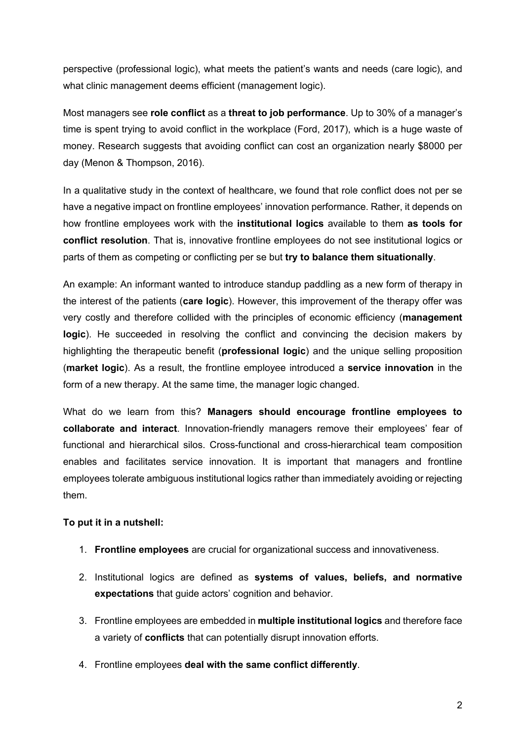perspective (professional logic), what meets the patient's wants and needs (care logic), and what clinic management deems efficient (management logic).

Most managers see **role conflict** as a **threat to job performance**. Up to 30% of a manager's time is spent trying to avoid conflict in the workplace (Ford, 2017), which is a huge waste of money. Research suggests that avoiding conflict can cost an organization nearly $8000 per day (Menon & Thompson, 2016).

In a qualitative study in the context of healthcare, we found that role conflict does not per se have a negative impact on frontline employees' innovation performance. Rather, it depends on how frontline employees work with the **institutional logics** available to them **as tools for conflict resolution**. That is, innovative frontline employees do not see institutional logics or parts of them as competing or conflicting per se but **try to balance them situationally**.

An example: An informant wanted to introduce standup paddling as a new form of therapy in the interest of the patients (**care logic**). However, this improvement of the therapy offer was very costly and therefore collided with the principles of economic efficiency (**management logic**). He succeeded in resolving the conflict and convincing the decision makers by highlighting the therapeutic benefit (**professional logic**) and the unique selling proposition (**market logic**). As a result, the frontline employee introduced a **service innovation** in the form of a new therapy. At the same time, the manager logic changed.

What do we learn from this? **Managers should encourage frontline employees to collaborate and interact**. Innovation-friendly managers remove their employees' fear of functional and hierarchical silos. Cross-functional and cross-hierarchical team composition enables and facilitates service innovation. It is important that managers and frontline employees tolerate ambiguous institutional logics rather than immediately avoiding or rejecting them.

**To put it in a nutshell:**

1. **Frontline employees** are crucial for organizational success and innovativeness.
2. Institutional logics are defined as **systems of values, beliefs, and normative expectations** that guide actors' cognition and behavior.
3. Frontline employees are embedded in **multiple institutional logics** and therefore face a variety of **conflicts** that can potentially disrupt innovation efforts.
4. Frontline employees **deal with the same conflict differently**.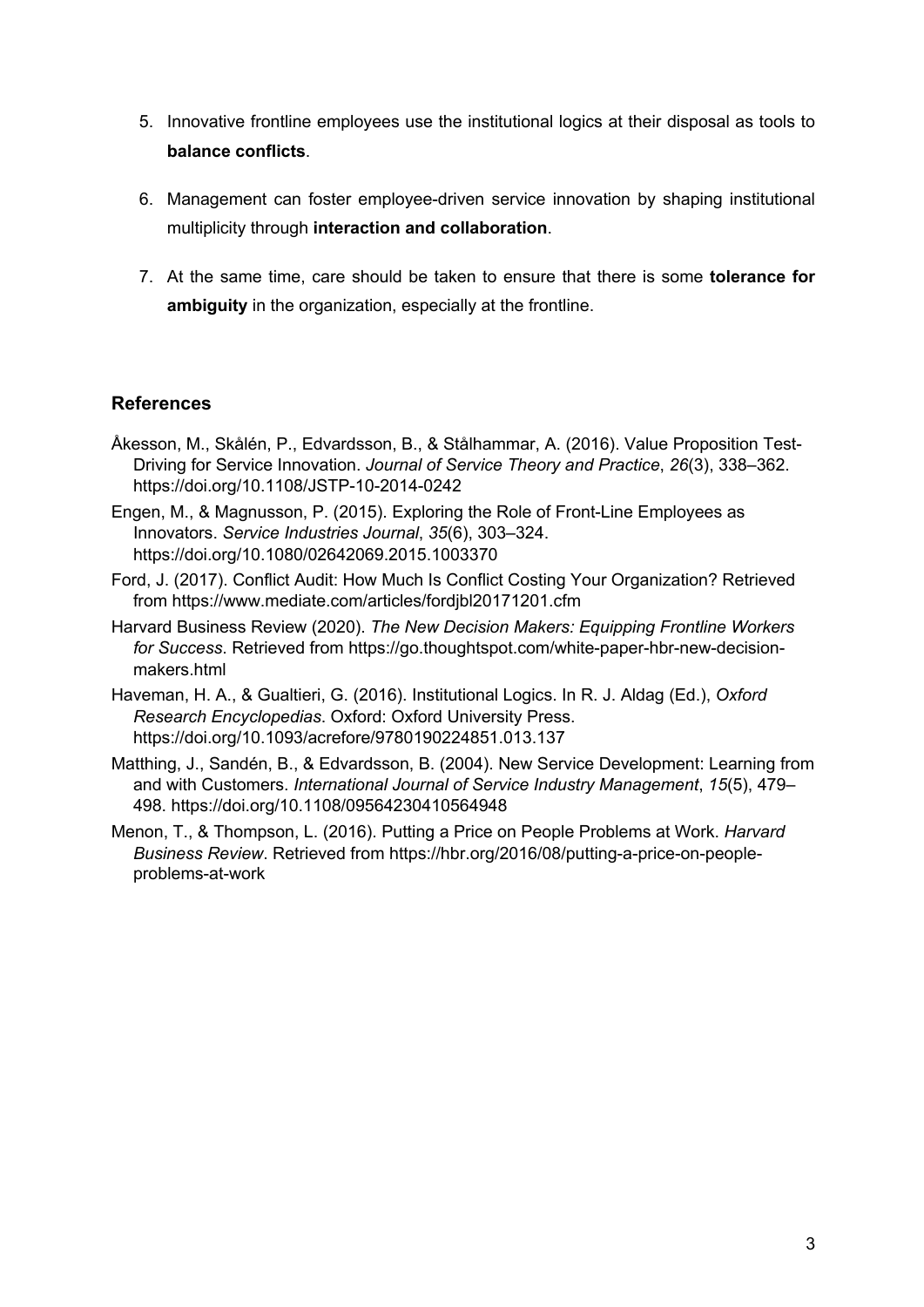5. Innovative frontline employees use the institutional logics at their disposal as tools to **balance conflicts**.

6. Management can foster employee-driven service innovation by shaping institutional multiplicity through **interaction and collaboration**.

7. At the same time, care should be taken to ensure that there is some **tolerance for ambiguity** in the organization, especially at the frontline.

## References

Åkesson, M., Skålén, P., Edvardsson, B., & Stålhammar, A. (2016). Value Proposition Test-Driving for Service Innovation. *Journal of Service Theory and Practice*, *26*(3), 338–362. https://doi.org/10.1108/JSTP-10-2014-0242

Engen, M., & Magnusson, P. (2015). Exploring the Role of Front-Line Employees as Innovators. *Service Industries Journal*, *35*(6), 303–324. https://doi.org/10.1080/02642069.2015.1003370

Ford, J. (2017). Conflict Audit: How Much Is Conflict Costing Your Organization? Retrieved from https://www.mediate.com/articles/fordjbl20171201.cfm

Harvard Business Review (2020). *The New Decision Makers: Equipping Frontline Workers for Success*. Retrieved from https://go.thoughtspot.com/white-paper-hbr-new-decision-makers.html

Haveman, H. A., & Gualtieri, G. (2016). Institutional Logics. In R. J. Aldag (Ed.), *Oxford Research Encyclopedias*. Oxford: Oxford University Press. https://doi.org/10.1093/acrefore/9780190224851.013.137

Matthing, J., Sandén, B., & Edvardsson, B. (2004). New Service Development: Learning from and with Customers. *International Journal of Service Industry Management*, *15*(5), 479–498. https://doi.org/10.1108/09564230410564948

Menon, T., & Thompson, L. (2016). Putting a Price on People Problems at Work. *Harvard Business Review*. Retrieved from https://hbr.org/2016/08/putting-a-price-on-people-problems-at-work